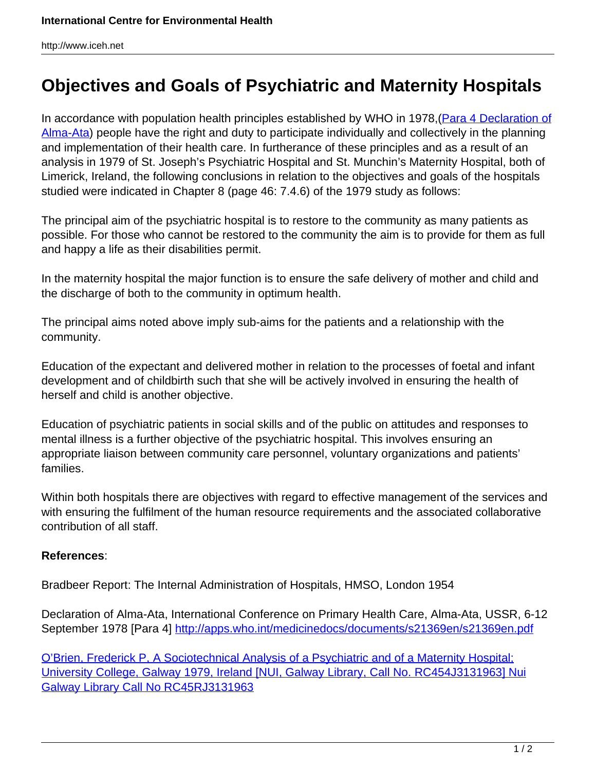# Objectives and Goals of Psychiatric and Maternity Hospitals

In accordance with population health principles established by WHO in 1978,(Para 4 Declaration of Alma-Ata) people have the right and duty to participate individually and collectively in the planning and implementation of their health care. In furtherance of these principles and as a result of an analysis in 1979 of St. Joseph's Psychiatric Hospital and St. Munchin's Maternity Hospital, both of Limerick, Ireland, the following conclusions in relation to the objectives and goals of the hospitals studied were indicated in Chapter 8 (page 46: 7.4.6) of the 1979 study as follows:

The principal aim of the psychiatric hospital is to restore to the community as many patients as possible. For those who cannot be restored to the community the aim is to provide for them as full and happy a life as their disabilities permit.

In the maternity hospital the major function is to ensure the safe delivery of mother and child and the discharge of both to the community in optimum health.

The principal aims noted above imply sub-aims for the patients and a relationship with the community.

Education of the expectant and delivered mother in relation to the processes of foetal and infant development and of childbirth such that she will be actively involved in ensuring the health of herself and child is another objective.

Education of psychiatric patients in social skills and of the public on attitudes and responses to mental illness is a further objective of the psychiatric hospital. This involves ensuring an appropriate liaison between community care personnel, voluntary organizations and patients' families.

Within both hospitals there are objectives with regard to effective management of the services and with ensuring the fulfilment of the human resource requirements and the associated collaborative contribution of all staff.

**References**:

Bradbeer Report: The Internal Administration of Hospitals, HMSO, London 1954

Declaration of Alma-Ata, International Conference on Primary Health Care, Alma-Ata, USSR, 6-12 September 1978 [Para 4] http://apps.who.int/medicinedocs/documents/s21369en/s21369en.pdf

O'Brien, Frederick P, A Sociotechnical Analysis of a Psychiatric and of a Maternity Hospital; University College, Galway 1979, Ireland [NUI, Galway Library, Call No. RC454J3131963] Nui Galway Library Call No RC45RJ3131963